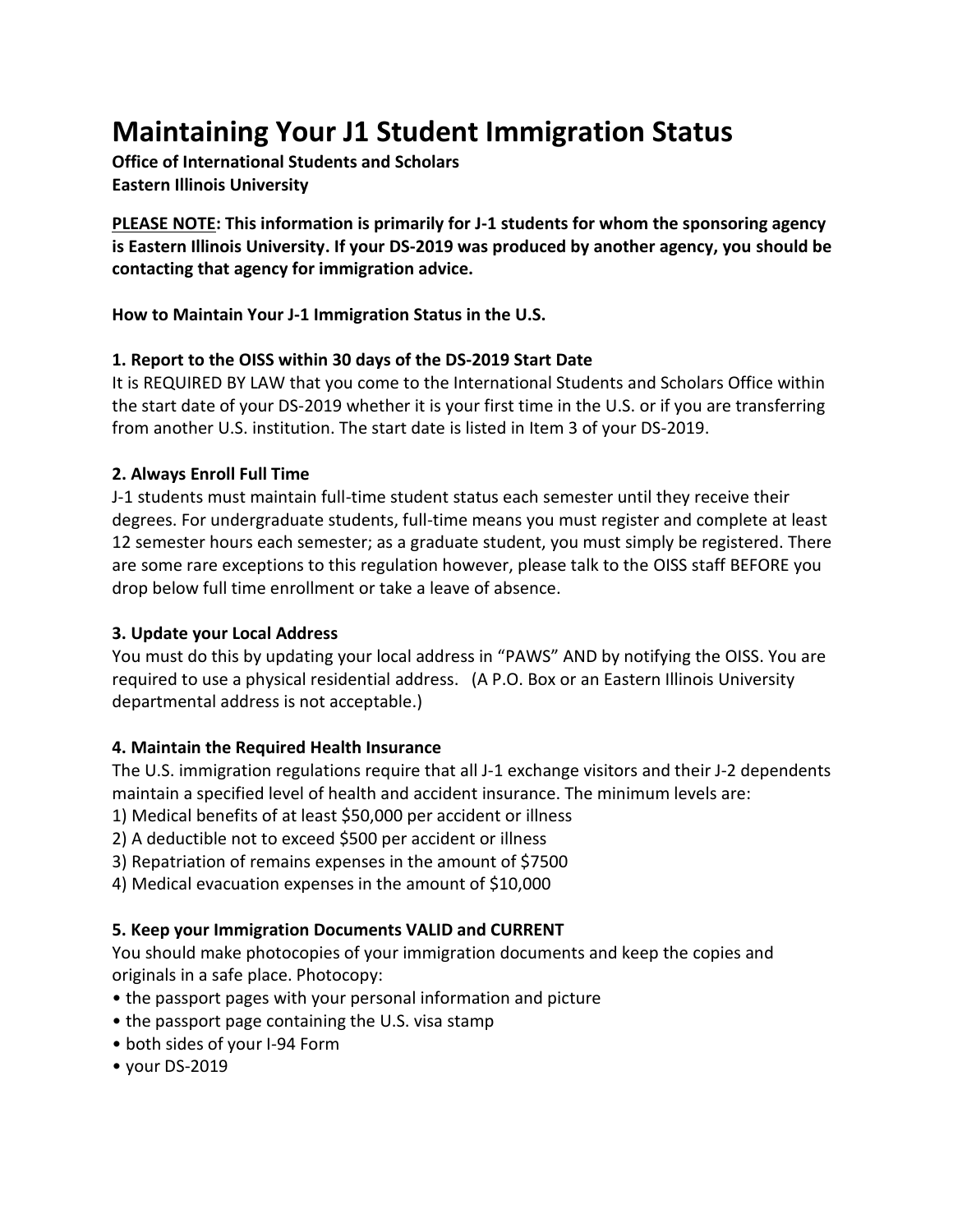# Maintaining Your J1 Student Immigration Status

**Office of International Students and Scholars**
**Eastern Illinois University**

**<u>PLEASE NOTE</u>: This information is primarily for J-1 students for whom the sponsoring agency is Eastern Illinois University. If your DS-2019 was produced by another agency, you should be contacting that agency for immigration advice.**

**How to Maintain Your J-1 Immigration Status in the U.S.**

### 1. Report to the OISS within 30 days of the DS-2019 Start Date

It is REQUIRED BY LAW that you come to the International Students and Scholars Office within the start date of your DS-2019 whether it is your first time in the U.S. or if you are transferring from another U.S. institution. The start date is listed in Item 3 of your DS-2019.

### 2. Always Enroll Full Time

J-1 students must maintain full-time student status each semester until they receive their degrees. For undergraduate students, full-time means you must register and complete at least 12 semester hours each semester; as a graduate student, you must simply be registered. There are some rare exceptions to this regulation however, please talk to the OISS staff BEFORE you drop below full time enrollment or take a leave of absence.

### 3. Update your Local Address

You must do this by updating your local address in "PAWS" AND by notifying the OISS. You are required to use a physical residential address. (A P.O. Box or an Eastern Illinois University departmental address is not acceptable.)

### 4. Maintain the Required Health Insurance

The U.S. immigration regulations require that all J-1 exchange visitors and their J-2 dependents maintain a specified level of health and accident insurance. The minimum levels are:

1) Medical benefits of at least $50,000 per accident or illness
2) A deductible not to exceed $500 per accident or illness
3) Repatriation of remains expenses in the amount of $7500
4) Medical evacuation expenses in the amount of $10,000

### 5. Keep your Immigration Documents VALID and CURRENT

You should make photocopies of your immigration documents and keep the copies and originals in a safe place. Photocopy:

- the passport pages with your personal information and picture
- the passport page containing the U.S. visa stamp
- both sides of your I-94 Form
- your DS-2019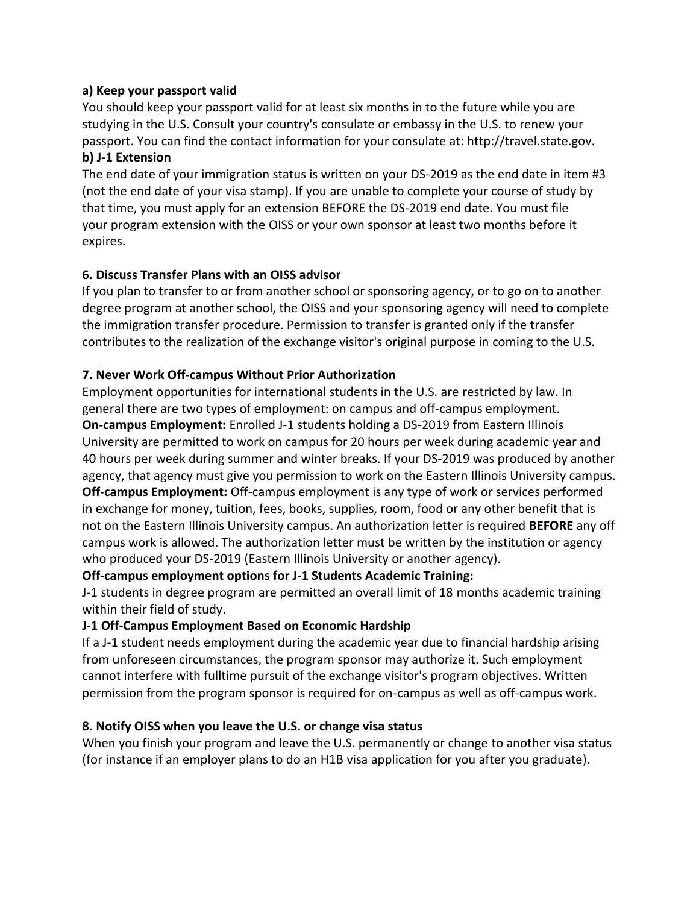**a) Keep your passport valid**

You should keep your passport valid for at least six months in to the future while you are studying in the U.S. Consult your country's consulate or embassy in the U.S. to renew your passport. You can find the contact information for your consulate at: http://travel.state.gov.

**b) J-1 Extension**

The end date of your immigration status is written on your DS-2019 as the end date in item #3 (not the end date of your visa stamp). If you are unable to complete your course of study by that time, you must apply for an extension BEFORE the DS-2019 end date. You must file your program extension with the OISS or your own sponsor at least two months before it expires.

**6. Discuss Transfer Plans with an OISS advisor**

If you plan to transfer to or from another school or sponsoring agency, or to go on to another degree program at another school, the OISS and your sponsoring agency will need to complete the immigration transfer procedure. Permission to transfer is granted only if the transfer contributes to the realization of the exchange visitor's original purpose in coming to the U.S.

**7. Never Work Off-campus Without Prior Authorization**

Employment opportunities for international students in the U.S. are restricted by law. In general there are two types of employment: on campus and off-campus employment.

**On-campus Employment:** Enrolled J-1 students holding a DS-2019 from Eastern Illinois University are permitted to work on campus for 20 hours per week during academic year and 40 hours per week during summer and winter breaks. If your DS-2019 was produced by another agency, that agency must give you permission to work on the Eastern Illinois University campus.

**Off-campus Employment:** Off-campus employment is any type of work or services performed in exchange for money, tuition, fees, books, supplies, room, food or any other benefit that is not on the Eastern Illinois University campus. An authorization letter is required **BEFORE** any off campus work is allowed. The authorization letter must be written by the institution or agency who produced your DS-2019 (Eastern Illinois University or another agency).

**Off-campus employment options for J-1 Students Academic Training:**

J-1 students in degree program are permitted an overall limit of 18 months academic training within their field of study.

**J-1 Off-Campus Employment Based on Economic Hardship**

If a J-1 student needs employment during the academic year due to financial hardship arising from unforeseen circumstances, the program sponsor may authorize it. Such employment cannot interfere with fulltime pursuit of the exchange visitor's program objectives. Written permission from the program sponsor is required for on-campus as well as off-campus work.

**8. Notify OISS when you leave the U.S. or change visa status**

When you finish your program and leave the U.S. permanently or change to another visa status (for instance if an employer plans to do an H1B visa application for you after you graduate).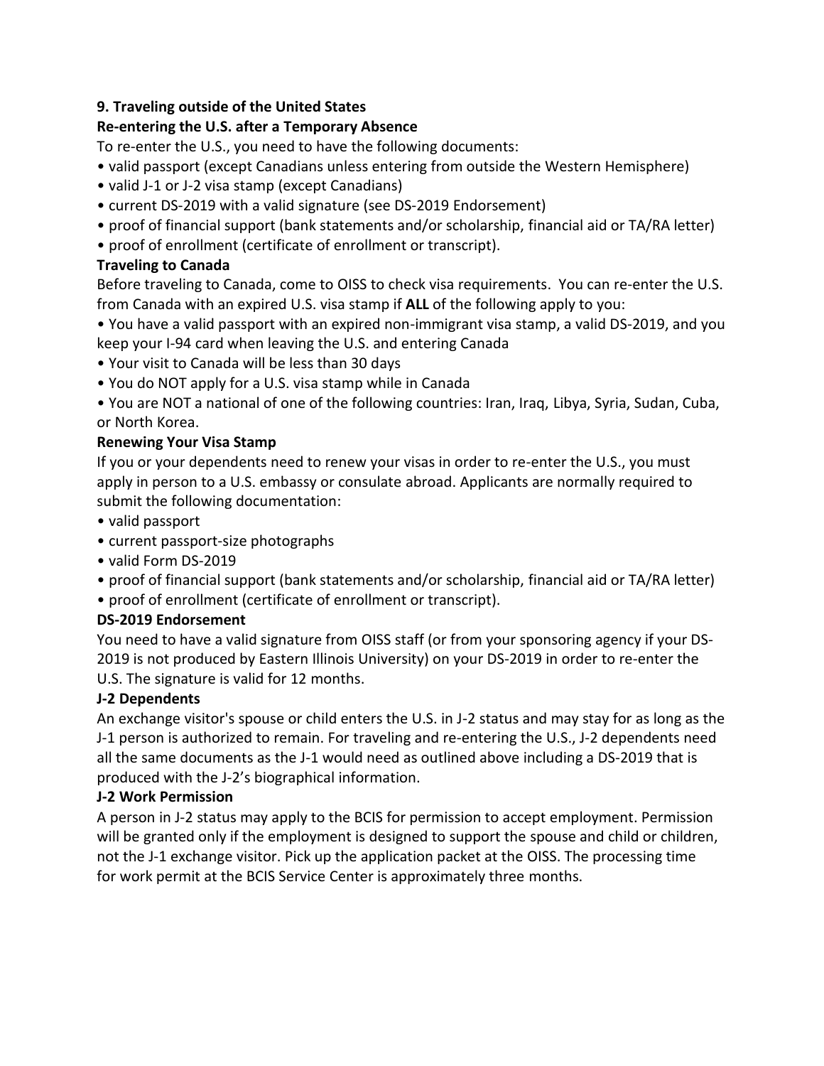## 9. Traveling outside of the United States

### Re-entering the U.S. after a Temporary Absence

To re-enter the U.S., you need to have the following documents:

- valid passport (except Canadians unless entering from outside the Western Hemisphere)
- valid J-1 or J-2 visa stamp (except Canadians)
- current DS-2019 with a valid signature (see DS-2019 Endorsement)
- proof of financial support (bank statements and/or scholarship, financial aid or TA/RA letter)
- proof of enrollment (certificate of enrollment or transcript).

### Traveling to Canada

Before traveling to Canada, come to OISS to check visa requirements. You can re-enter the U.S. from Canada with an expired U.S. visa stamp if **ALL** of the following apply to you:

- You have a valid passport with an expired non-immigrant visa stamp, a valid DS-2019, and you keep your I-94 card when leaving the U.S. and entering Canada
- Your visit to Canada will be less than 30 days
- You do NOT apply for a U.S. visa stamp while in Canada
- You are NOT a national of one of the following countries: Iran, Iraq, Libya, Syria, Sudan, Cuba, or North Korea.

### Renewing Your Visa Stamp

If you or your dependents need to renew your visas in order to re-enter the U.S., you must apply in person to a U.S. embassy or consulate abroad. Applicants are normally required to submit the following documentation:

- valid passport
- current passport-size photographs
- valid Form DS-2019
- proof of financial support (bank statements and/or scholarship, financial aid or TA/RA letter)
- proof of enrollment (certificate of enrollment or transcript).

### DS-2019 Endorsement

You need to have a valid signature from OISS staff (or from your sponsoring agency if your DS-2019 is not produced by Eastern Illinois University) on your DS-2019 in order to re-enter the U.S. The signature is valid for 12 months.

### J-2 Dependents

An exchange visitor's spouse or child enters the U.S. in J-2 status and may stay for as long as the J-1 person is authorized to remain. For traveling and re-entering the U.S., J-2 dependents need all the same documents as the J-1 would need as outlined above including a DS-2019 that is produced with the J-2's biographical information.

### J-2 Work Permission

A person in J-2 status may apply to the BCIS for permission to accept employment. Permission will be granted only if the employment is designed to support the spouse and child or children, not the J-1 exchange visitor. Pick up the application packet at the OISS. The processing time for work permit at the BCIS Service Center is approximately three months.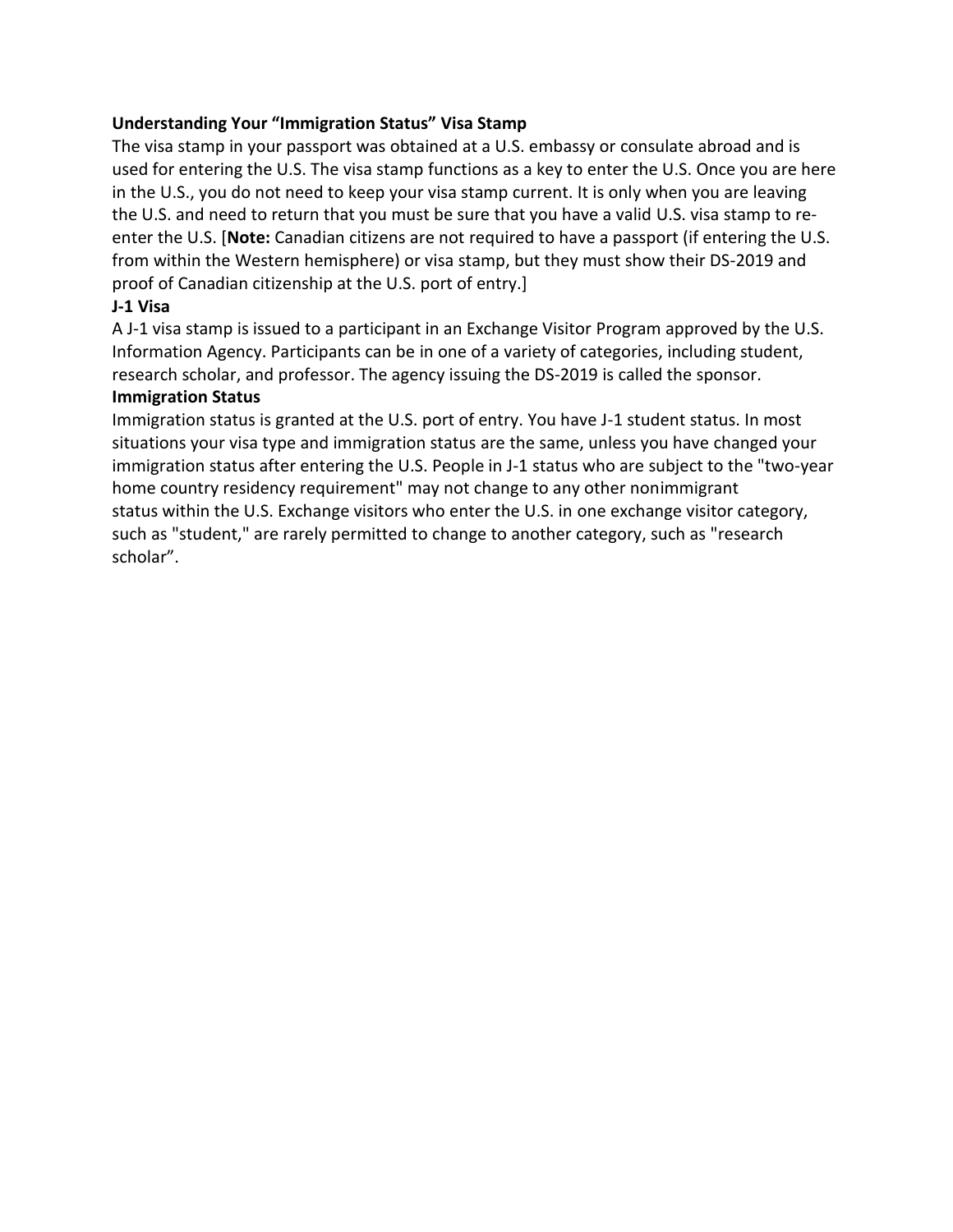**Understanding Your "Immigration Status" Visa Stamp**

The visa stamp in your passport was obtained at a U.S. embassy or consulate abroad and is used for entering the U.S. The visa stamp functions as a key to enter the U.S. Once you are here in the U.S., you do not need to keep your visa stamp current. It is only when you are leaving the U.S. and need to return that you must be sure that you have a valid U.S. visa stamp to re-enter the U.S. [**Note:** Canadian citizens are not required to have a passport (if entering the U.S. from within the Western hemisphere) or visa stamp, but they must show their DS-2019 and proof of Canadian citizenship at the U.S. port of entry.]

**J-1 Visa**

A J-1 visa stamp is issued to a participant in an Exchange Visitor Program approved by the U.S. Information Agency. Participants can be in one of a variety of categories, including student, research scholar, and professor. The agency issuing the DS-2019 is called the sponsor.

**Immigration Status**

Immigration status is granted at the U.S. port of entry. You have J-1 student status. In most situations your visa type and immigration status are the same, unless you have changed your immigration status after entering the U.S. People in J-1 status who are subject to the "two-year home country residency requirement" may not change to any other nonimmigrant status within the U.S. Exchange visitors who enter the U.S. in one exchange visitor category, such as "student," are rarely permitted to change to another category, such as "research scholar".